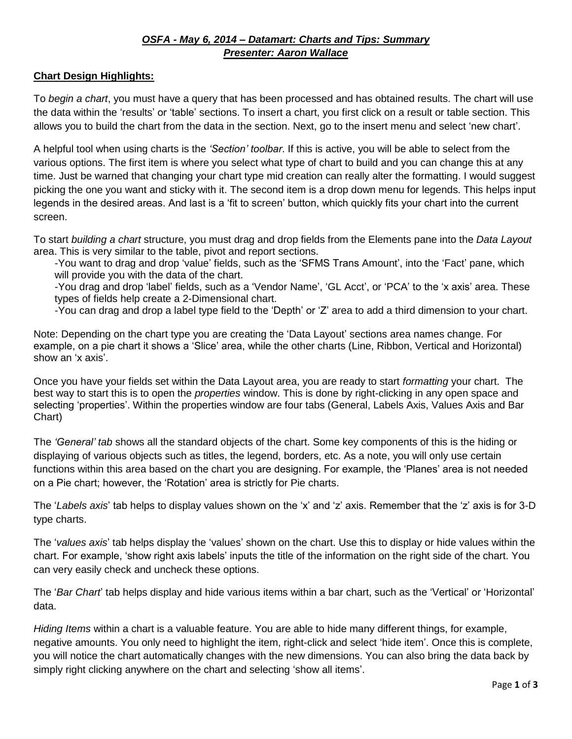***OSFA - May 6, 2014 – Datamart: Charts and Tips: Summary***
***Presenter: Aaron Wallace***

**Chart Design Highlights:**

To *begin a chart*, you must have a query that has been processed and has obtained results. The chart will use the data within the 'results' or 'table' sections. To insert a chart, you first click on a result or table section. This allows you to build the chart from the data in the section. Next, go to the insert menu and select 'new chart'.

A helpful tool when using charts is the *'Section' toolbar*. If this is active, you will be able to select from the various options. The first item is where you select what type of chart to build and you can change this at any time. Just be warned that changing your chart type mid creation can really alter the formatting. I would suggest picking the one you want and sticky with it. The second item is a drop down menu for legends. This helps input legends in the desired areas. And last is a 'fit to screen' button, which quickly fits your chart into the current screen.

To start *building a chart* structure, you must drag and drop fields from the Elements pane into the *Data Layout* area. This is very similar to the table, pivot and report sections.

-You want to drag and drop 'value' fields, such as the 'SFMS Trans Amount', into the 'Fact' pane, which will provide you with the data of the chart.
-You drag and drop 'label' fields, such as a 'Vendor Name', 'GL Acct', or 'PCA' to the 'x axis' area. These types of fields help create a 2-Dimensional chart.
-You can drag and drop a label type field to the 'Depth' or 'Z' area to add a third dimension to your chart.

Note: Depending on the chart type you are creating the 'Data Layout' sections area names change. For example, on a pie chart it shows a 'Slice' area, while the other charts (Line, Ribbon, Vertical and Horizontal) show an 'x axis'.

Once you have your fields set within the Data Layout area, you are ready to start *formatting* your chart. The best way to start this is to open the *properties* window. This is done by right-clicking in any open space and selecting 'properties'. Within the properties window are four tabs (General, Labels Axis, Values Axis and Bar Chart)

The *'General' tab* shows all the standard objects of the chart. Some key components of this is the hiding or displaying of various objects such as titles, the legend, borders, etc. As a note, you will only use certain functions within this area based on the chart you are designing. For example, the 'Planes' area is not needed on a Pie chart; however, the 'Rotation' area is strictly for Pie charts.

The '*Labels axis*' tab helps to display values shown on the 'x' and 'z' axis. Remember that the 'z' axis is for 3-D type charts.

The '*values axis*' tab helps display the 'values' shown on the chart. Use this to display or hide values within the chart. For example, 'show right axis labels' inputs the title of the information on the right side of the chart. You can very easily check and uncheck these options.

The '*Bar Chart*' tab helps display and hide various items within a bar chart, such as the 'Vertical' or 'Horizontal' data.

*Hiding Items* within a chart is a valuable feature. You are able to hide many different things, for example, negative amounts. You only need to highlight the item, right-click and select 'hide item'. Once this is complete, you will notice the chart automatically changes with the new dimensions. You can also bring the data back by simply right clicking anywhere on the chart and selecting 'show all items'.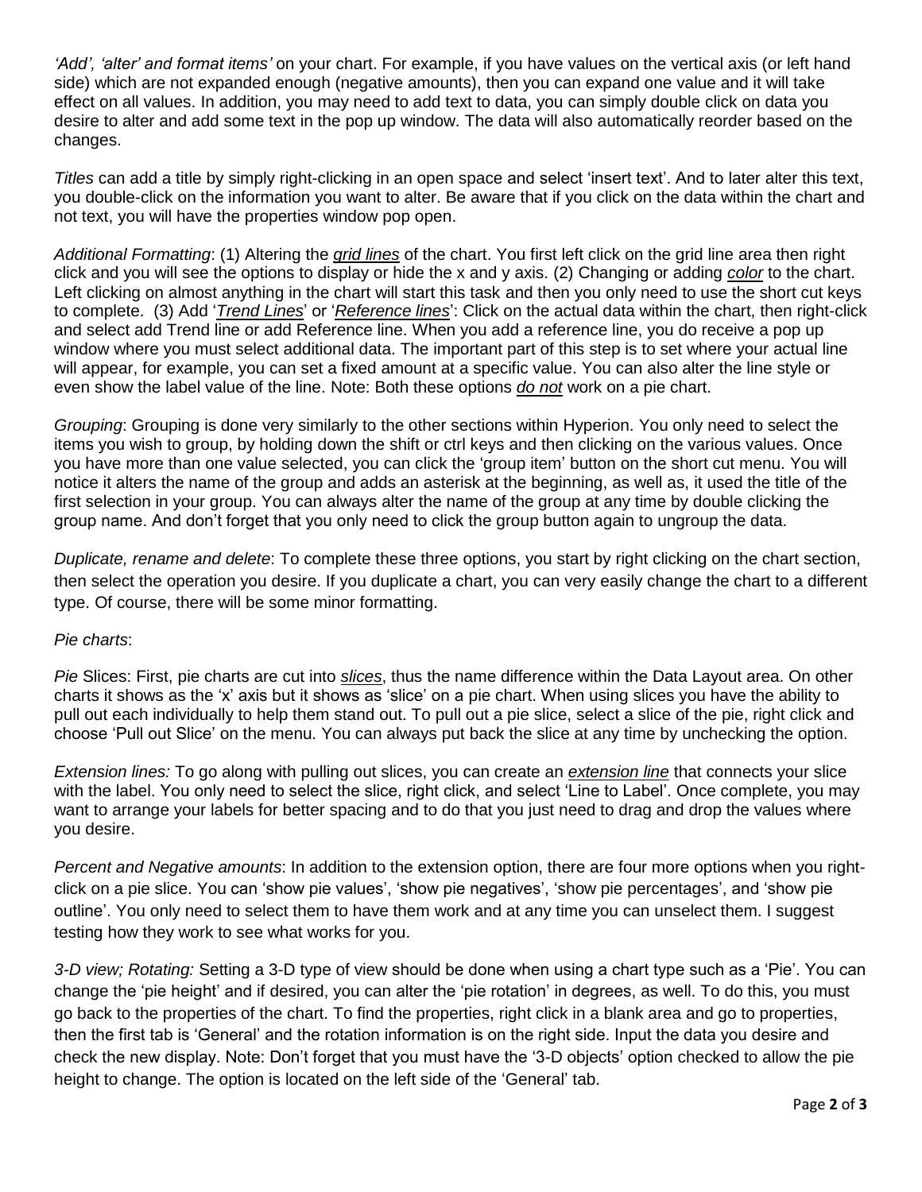*'Add', 'alter' and format items'* on your chart. For example, if you have values on the vertical axis (or left hand side) which are not expanded enough (negative amounts), then you can expand one value and it will take effect on all values. In addition, you may need to add text to data, you can simply double click on data you desire to alter and add some text in the pop up window. The data will also automatically reorder based on the changes.

*Titles* can add a title by simply right-clicking in an open space and select 'insert text'. And to later alter this text, you double-click on the information you want to alter. Be aware that if you click on the data within the chart and not text, you will have the properties window pop open.

*Additional Formatting*: (1) Altering the ***grid lines*** of the chart. You first left click on the grid line area then right click and you will see the options to display or hide the x and y axis. (2) Changing or adding ***color*** to the chart. Left clicking on almost anything in the chart will start this task and then you only need to use the short cut keys to complete. (3) Add '***Trend Lines***' or '***Reference lines***': Click on the actual data within the chart, then right-click and select add Trend line or add Reference line. When you add a reference line, you do receive a pop up window where you must select additional data. The important part of this step is to set where your actual line will appear, for example, you can set a fixed amount at a specific value. You can also alter the line style or even show the label value of the line. Note: Both these options ***do not*** work on a pie chart.

*Grouping*: Grouping is done very similarly to the other sections within Hyperion. You only need to select the items you wish to group, by holding down the shift or ctrl keys and then clicking on the various values. Once you have more than one value selected, you can click the 'group item' button on the short cut menu. You will notice it alters the name of the group and adds an asterisk at the beginning, as well as, it used the title of the first selection in your group. You can always alter the name of the group at any time by double clicking the group name. And don't forget that you only need to click the group button again to ungroup the data.

*Duplicate, rename and delete*: To complete these three options, you start by right clicking on the chart section, then select the operation you desire. If you duplicate a chart, you can very easily change the chart to a different type. Of course, there will be some minor formatting.

*Pie charts*:

*Pie* Slices: First, pie charts are cut into ***slices***, thus the name difference within the Data Layout area. On other charts it shows as the 'x' axis but it shows as 'slice' on a pie chart. When using slices you have the ability to pull out each individually to help them stand out. To pull out a pie slice, select a slice of the pie, right click and choose 'Pull out Slice' on the menu. You can always put back the slice at any time by unchecking the option.

*Extension lines:* To go along with pulling out slices, you can create an ***extension line*** that connects your slice with the label. You only need to select the slice, right click, and select 'Line to Label'. Once complete, you may want to arrange your labels for better spacing and to do that you just need to drag and drop the values where you desire.

*Percent and Negative amounts*: In addition to the extension option, there are four more options when you right-click on a pie slice. You can 'show pie values', 'show pie negatives', 'show pie percentages', and 'show pie outline'. You only need to select them to have them work and at any time you can unselect them. I suggest testing how they work to see what works for you.

*3-D view; Rotating:* Setting a 3-D type of view should be done when using a chart type such as a 'Pie'. You can change the 'pie height' and if desired, you can alter the 'pie rotation' in degrees, as well. To do this, you must go back to the properties of the chart. To find the properties, right click in a blank area and go to properties, then the first tab is 'General' and the rotation information is on the right side. Input the data you desire and check the new display. Note: Don't forget that you must have the '3-D objects' option checked to allow the pie height to change. The option is located on the left side of the 'General' tab.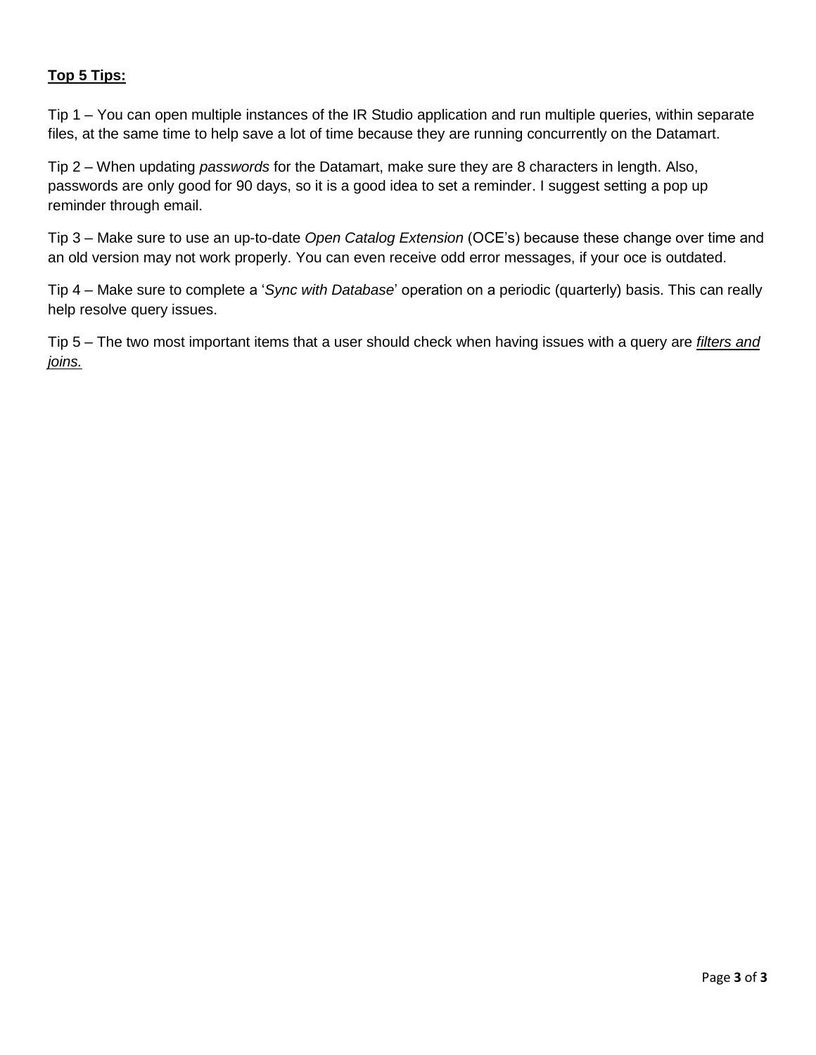**Top 5 Tips:**

Tip 1 – You can open multiple instances of the IR Studio application and run multiple queries, within separate files, at the same time to help save a lot of time because they are running concurrently on the Datamart.

Tip 2 – When updating *passwords* for the Datamart, make sure they are 8 characters in length. Also, passwords are only good for 90 days, so it is a good idea to set a reminder. I suggest setting a pop up reminder through email.

Tip 3 – Make sure to use an up-to-date *Open Catalog Extension* (OCE's) because these change over time and an old version may not work properly. You can even receive odd error messages, if your oce is outdated.

Tip 4 – Make sure to complete a '*Sync with Database*' operation on a periodic (quarterly) basis. This can really help resolve query issues.

Tip 5 – The two most important items that a user should check when having issues with a query are *filters and joins.*